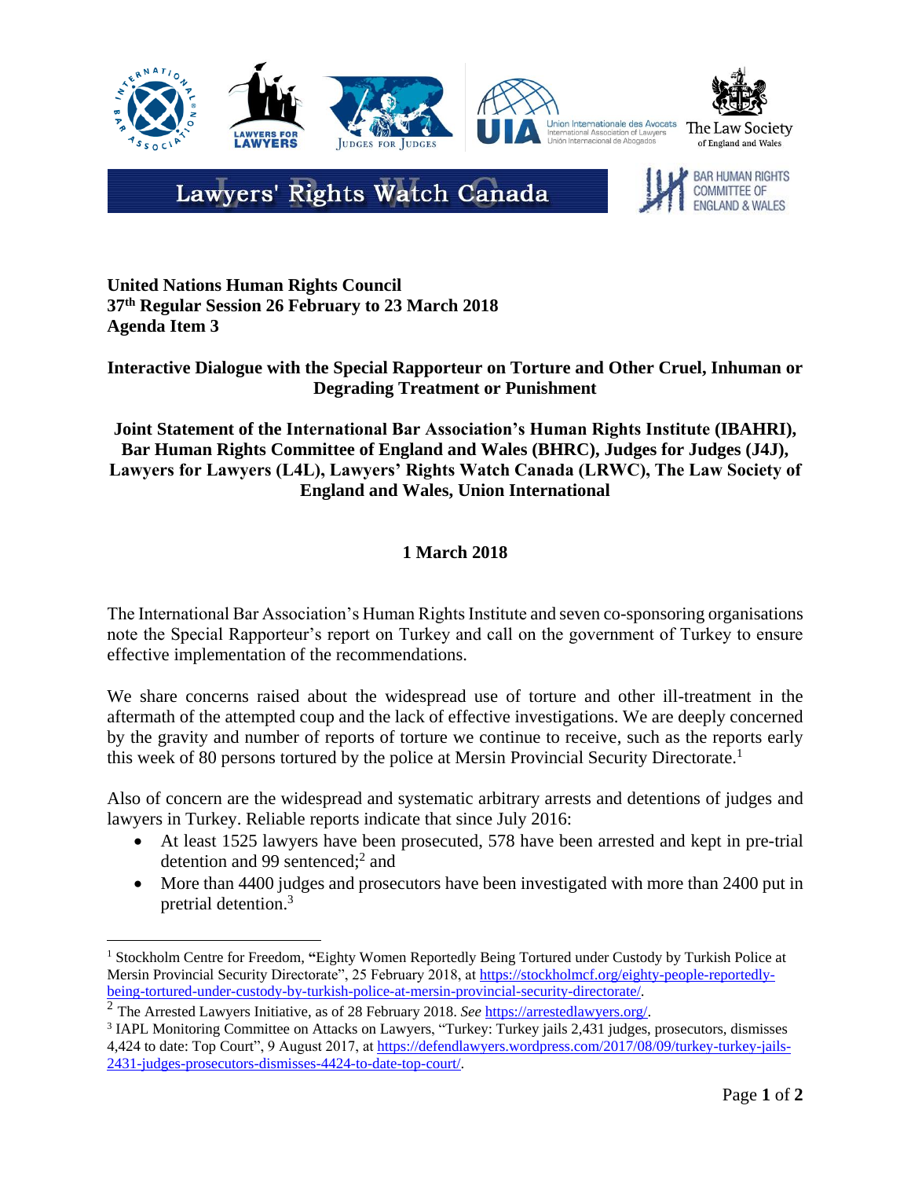**United Nations Human Rights Council**
**37th Regular Session 26 February to 23 March 2018**
**Agenda Item 3**

**Interactive Dialogue with the Special Rapporteur on Torture and Other Cruel, Inhuman or Degrading Treatment or Punishment**

**Joint Statement of the International Bar Association's Human Rights Institute (IBAHRI), Bar Human Rights Committee of England and Wales (BHRC), Judges for Judges (J4J), Lawyers for Lawyers (L4L), Lawyers' Rights Watch Canada (LRWC), The Law Society of England and Wales, Union International**

**1 March 2018**

The International Bar Association's Human Rights Institute and seven co-sponsoring organisations note the Special Rapporteur's report on Turkey and call on the government of Turkey to ensure effective implementation of the recommendations.

We share concerns raised about the widespread use of torture and other ill-treatment in the aftermath of the attempted coup and the lack of effective investigations. We are deeply concerned by the gravity and number of reports of torture we continue to receive, such as the reports early this week of 80 persons tortured by the police at Mersin Provincial Security Directorate.[1]

Also of concern are the widespread and systematic arbitrary arrests and detentions of judges and lawyers in Turkey. Reliable reports indicate that since July 2016:

- At least 1525 lawyers have been prosecuted, 578 have been arrested and kept in pre-trial detention and 99 sentenced;[2] and
- More than 4400 judges and prosecutors have been investigated with more than 2400 put in pretrial detention.[3]

---

[1] Stockholm Centre for Freedom, "Eighty Women Reportedly Being Tortured under Custody by Turkish Police at Mersin Provincial Security Directorate", 25 February 2018, at https://stockholmcf.org/eighty-people-reportedly-being-tortured-under-custody-by-turkish-police-at-mersin-provincial-security-directorate/.

[2] The Arrested Lawyers Initiative, as of 28 February 2018. *See* https://arrestedlawyers.org/.

[3] IAPL Monitoring Committee on Attacks on Lawyers, "Turkey: Turkey jails 2,431 judges, prosecutors, dismisses 4,424 to date: Top Court", 9 August 2017, at https://defendlawyers.wordpress.com/2017/08/09/turkey-turkey-jails-2431-judges-prosecutors-dismisses-4424-to-date-top-court/.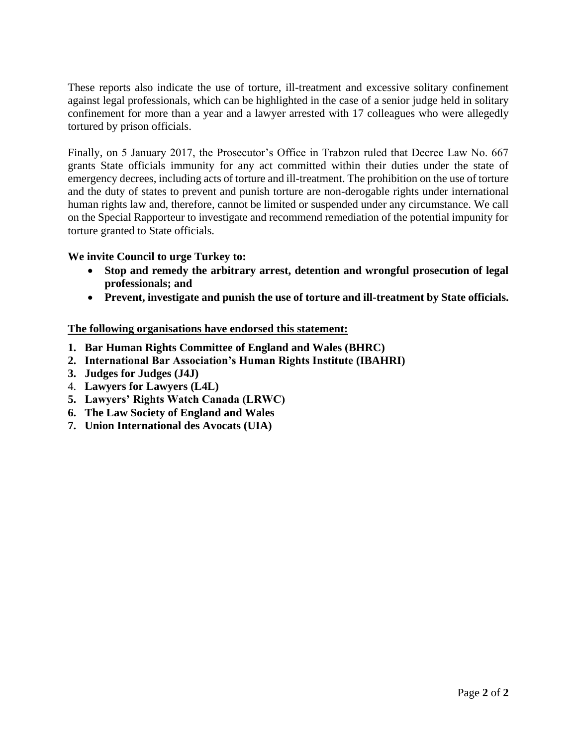These reports also indicate the use of torture, ill-treatment and excessive solitary confinement against legal professionals, which can be highlighted in the case of a senior judge held in solitary confinement for more than a year and a lawyer arrested with 17 colleagues who were allegedly tortured by prison officials.

Finally, on 5 January 2017, the Prosecutor's Office in Trabzon ruled that Decree Law No. 667 grants State officials immunity for any act committed within their duties under the state of emergency decrees, including acts of torture and ill-treatment. The prohibition on the use of torture and the duty of states to prevent and punish torture are non-derogable rights under international human rights law and, therefore, cannot be limited or suspended under any circumstance. We call on the Special Rapporteur to investigate and recommend remediation of the potential impunity for torture granted to State officials.

**We invite Council to urge Turkey to:**

- **Stop and remedy the arbitrary arrest, detention and wrongful prosecution of legal professionals; and**
- **Prevent, investigate and punish the use of torture and ill-treatment by State officials.**

**<u>The following organisations have endorsed this statement:</u>**

1. **Bar Human Rights Committee of England and Wales (BHRC)**
2. **International Bar Association's Human Rights Institute (IBAHRI)**
3. **Judges for Judges (J4J)**
4. **Lawyers for Lawyers (L4L)**
5. **Lawyers' Rights Watch Canada (LRWC)**
6. **The Law Society of England and Wales**
7. **Union International des Avocats (UIA)**